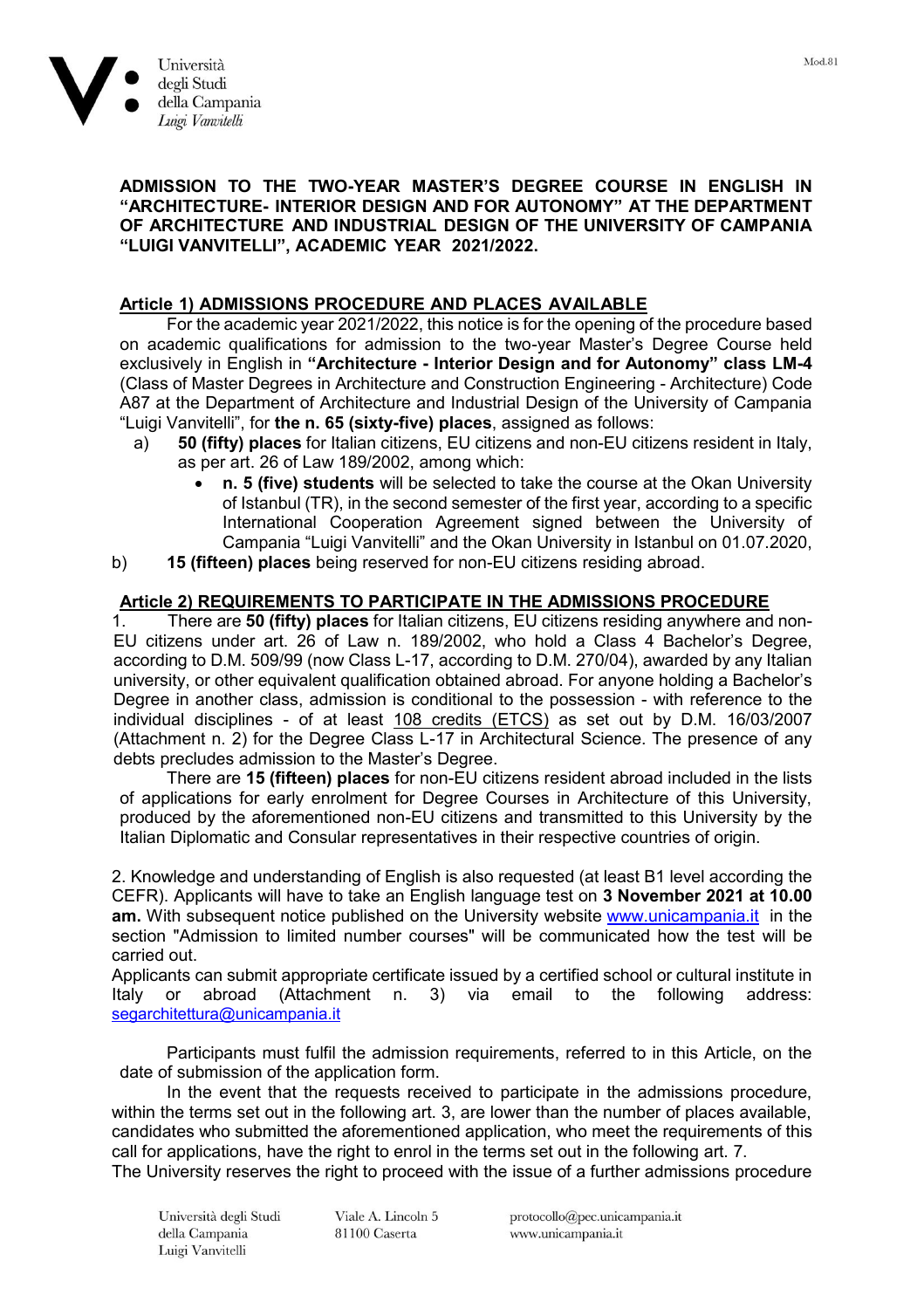**ADMISSION TO THE TWO-YEAR MASTER'S DEGREE COURSE IN ENGLISH IN "ARCHITECTURE- INTERIOR DESIGN AND FOR AUTONOMY" AT THE DEPARTMENT OF ARCHITECTURE AND INDUSTRIAL DESIGN OF THE UNIVERSITY OF CAMPANIA "LUIGI VANVITELLI", ACADEMIC YEAR 2021/2022.**

## Article 1) ADMISSIONS PROCEDURE AND PLACES AVAILABLE

For the academic year 2021/2022, this notice is for the opening of the procedure based on academic qualifications for admission to the two-year Master's Degree Course held exclusively in English in **"Architecture - Interior Design and for Autonomy" class LM-4** (Class of Master Degrees in Architecture and Construction Engineering - Architecture) Code A87 at the Department of Architecture and Industrial Design of the University of Campania "Luigi Vanvitelli", for **the n. 65 (sixty-five) places**, assigned as follows:

a) **50 (fifty) places** for Italian citizens, EU citizens and non-EU citizens resident in Italy, as per art. 26 of Law 189/2002, among which:
   - **n. 5 (five) students** will be selected to take the course at the Okan University of Istanbul (TR), in the second semester of the first year, according to a specific International Cooperation Agreement signed between the University of Campania "Luigi Vanvitelli" and the Okan University in Istanbul on 01.07.2020,

b) **15 (fifteen) places** being reserved for non-EU citizens residing abroad.

## Article 2) REQUIREMENTS TO PARTICIPATE IN THE ADMISSIONS PROCEDURE

1. There are **50 (fifty) places** for Italian citizens, EU citizens residing anywhere and non-EU citizens under art. 26 of Law n. 189/2002, who hold a Class 4 Bachelor's Degree, according to D.M. 509/99 (now Class L-17, according to D.M. 270/04), awarded by any Italian university, or other equivalent qualification obtained abroad. For anyone holding a Bachelor's Degree in another class, admission is conditional to the possession - with reference to the individual disciplines - of at least 108 credits (ETCS) as set out by D.M. 16/03/2007 (Attachment n. 2) for the Degree Class L-17 in Architectural Science. The presence of any debts precludes admission to the Master's Degree.

There are **15 (fifteen) places** for non-EU citizens resident abroad included in the lists of applications for early enrolment for Degree Courses in Architecture of this University, produced by the aforementioned non-EU citizens and transmitted to this University by the Italian Diplomatic and Consular representatives in their respective countries of origin.

2. Knowledge and understanding of English is also requested (at least B1 level according the CEFR). Applicants will have to take an English language test on **3 November 2021 at 10.00 am.** With subsequent notice published on the University website www.unicampania.it in the section "Admission to limited number courses" will be communicated how the test will be carried out.

Applicants can submit appropriate certificate issued by a certified school or cultural institute in Italy or abroad (Attachment n. 3) via email to the following address: segarchitettura@unicampania.it

Participants must fulfil the admission requirements, referred to in this Article, on the date of submission of the application form.

In the event that the requests received to participate in the admissions procedure, within the terms set out in the following art. 3, are lower than the number of places available, candidates who submitted the aforementioned application, who meet the requirements of this call for applications, have the right to enrol in the terms set out in the following art. 7.

The University reserves the right to proceed with the issue of a further admissions procedure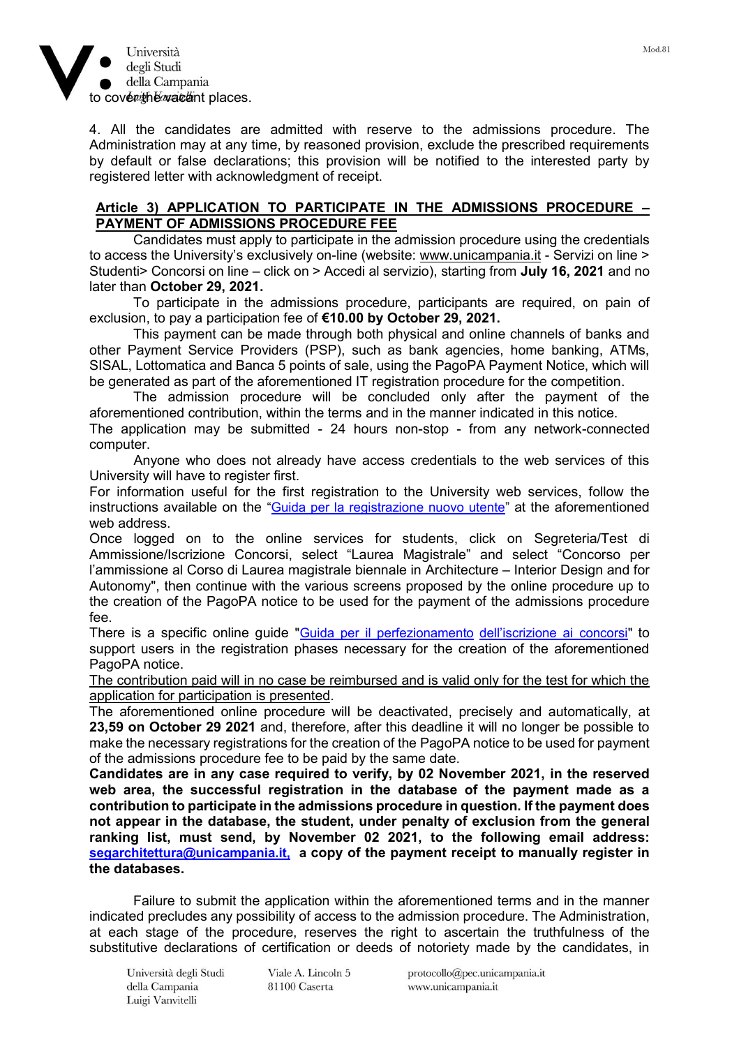to cover the vacant places.

4. All the candidates are admitted with reserve to the admissions procedure. The Administration may at any time, by reasoned provision, exclude the prescribed requirements by default or false declarations; this provision will be notified to the interested party by registered letter with acknowledgment of receipt.

**Article 3) APPLICATION TO PARTICIPATE IN THE ADMISSIONS PROCEDURE – PAYMENT OF ADMISSIONS PROCEDURE FEE**

Candidates must apply to participate in the admission procedure using the credentials to access the University's exclusively on-line (website: www.unicampania.it - Servizi on line > Studenti> Concorsi on line – click on > Accedi al servizio), starting from **July 16, 2021** and no later than **October 29, 2021.**

To participate in the admissions procedure, participants are required, on pain of exclusion, to pay a participation fee of **€10.00 by October 29, 2021.**

This payment can be made through both physical and online channels of banks and other Payment Service Providers (PSP), such as bank agencies, home banking, ATMs, SISAL, Lottomatica and Banca 5 points of sale, using the PagoPA Payment Notice, which will be generated as part of the aforementioned IT registration procedure for the competition.

The admission procedure will be concluded only after the payment of the aforementioned contribution, within the terms and in the manner indicated in this notice.

The application may be submitted - 24 hours non-stop - from any network-connected computer.

Anyone who does not already have access credentials to the web services of this University will have to register first.

For information useful for the first registration to the University web services, follow the instructions available on the "Guida per la registrazione nuovo utente" at the aforementioned web address.

Once logged on to the online services for students, click on Segreteria/Test di Ammissione/Iscrizione Concorsi, select "Laurea Magistrale" and select "Concorso per l'ammissione al Corso di Laurea magistrale biennale in Architecture – Interior Design and for Autonomy", then continue with the various screens proposed by the online procedure up to the creation of the PagoPA notice to be used for the payment of the admissions procedure fee.

There is a specific online guide "Guida per il perfezionamento dell'iscrizione ai concorsi" to support users in the registration phases necessary for the creation of the aforementioned PagoPA notice.

The contribution paid will in no case be reimbursed and is valid only for the test for which the application for participation is presented.

The aforementioned online procedure will be deactivated, precisely and automatically, at **23,59 on October 29 2021** and, therefore, after this deadline it will no longer be possible to make the necessary registrations for the creation of the PagoPA notice to be used for payment of the admissions procedure fee to be paid by the same date.

**Candidates are in any case required to verify, by 02 November 2021, in the reserved web area, the successful registration in the database of the payment made as a contribution to participate in the admissions procedure in question. If the payment does not appear in the database, the student, under penalty of exclusion from the general ranking list, must send, by November 02 2021, to the following email address: segarchitettura@unicampania.it, a copy of the payment receipt to manually register in the databases.**

Failure to submit the application within the aforementioned terms and in the manner indicated precludes any possibility of access to the admission procedure. The Administration, at each stage of the procedure, reserves the right to ascertain the truthfulness of the substitutive declarations of certification or deeds of notoriety made by the candidates, in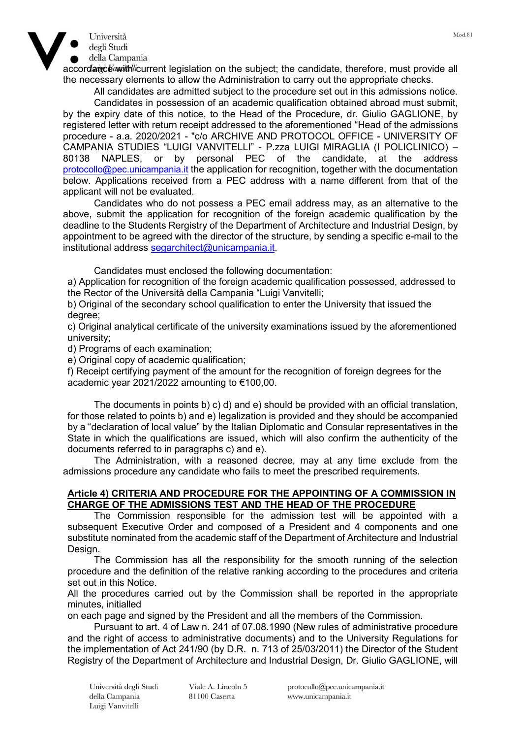accordance with current legislation on the subject; the candidate, therefore, must provide all the necessary elements to allow the Administration to carry out the appropriate checks.

All candidates are admitted subject to the procedure set out in this admissions notice.

Candidates in possession of an academic qualification obtained abroad must submit, by the expiry date of this notice, to the Head of the Procedure, dr. Giulio GAGLIONE, by registered letter with return receipt addressed to the aforementioned "Head of the admissions procedure - a.a. 2020/2021 - "c/o ARCHIVE AND PROTOCOL OFFICE - UNIVERSITY OF CAMPANIA STUDIES "LUIGI VANVITELLI" - P.zza LUIGI MIRAGLIA (I POLICLINICO) – 80138 NAPLES, or by personal PEC of the candidate, at the address protocollo@pec.unicampania.it the application for recognition, together with the documentation below. Applications received from a PEC address with a name different from that of the applicant will not be evaluated.

Candidates who do not possess a PEC email address may, as an alternative to the above, submit the application for recognition of the foreign academic qualification by the deadline to the Students Rergistry of the Department of Architecture and Industrial Design, by appointment to be agreed with the director of the structure, by sending a specific e-mail to the institutional address segarchitect@unicampania.it.

Candidates must enclosed the following documentation:

a) Application for recognition of the foreign academic qualification possessed, addressed to the Rector of the Università della Campania "Luigi Vanvitelli;

b) Original of the secondary school qualification to enter the University that issued the degree;

c) Original analytical certificate of the university examinations issued by the aforementioned university;

d) Programs of each examination;

e) Original copy of academic qualification;

f) Receipt certifying payment of the amount for the recognition of foreign degrees for the academic year 2021/2022 amounting to €100,00.

The documents in points b) c) d) and e) should be provided with an official translation, for those related to points b) and e) legalization is provided and they should be accompanied by a "declaration of local value" by the Italian Diplomatic and Consular representatives in the State in which the qualifications are issued, which will also confirm the authenticity of the documents referred to in paragraphs c) and e).

The Administration, with a reasoned decree, may at any time exclude from the admissions procedure any candidate who fails to meet the prescribed requirements.

## Article 4) CRITERIA AND PROCEDURE FOR THE APPOINTING OF A COMMISSION IN CHARGE OF THE ADMISSIONS TEST AND THE HEAD OF THE PROCEDURE

The Commission responsible for the admission test will be appointed with a subsequent Executive Order and composed of a President and 4 components and one substitute nominated from the academic staff of the Department of Architecture and Industrial Design.

The Commission has all the responsibility for the smooth running of the selection procedure and the definition of the relative ranking according to the procedures and criteria set out in this Notice.

All the procedures carried out by the Commission shall be reported in the appropriate minutes, initialled on each page and signed by the President and all the members of the Commission.

Pursuant to art. 4 of Law n. 241 of 07.08.1990 (New rules of administrative procedure and the right of access to administrative documents) and to the University Regulations for the implementation of Act 241/90 (by D.R. n. 713 of 25/03/2011) the Director of the Student Registry of the Department of Architecture and Industrial Design, Dr. Giulio GAGLIONE, will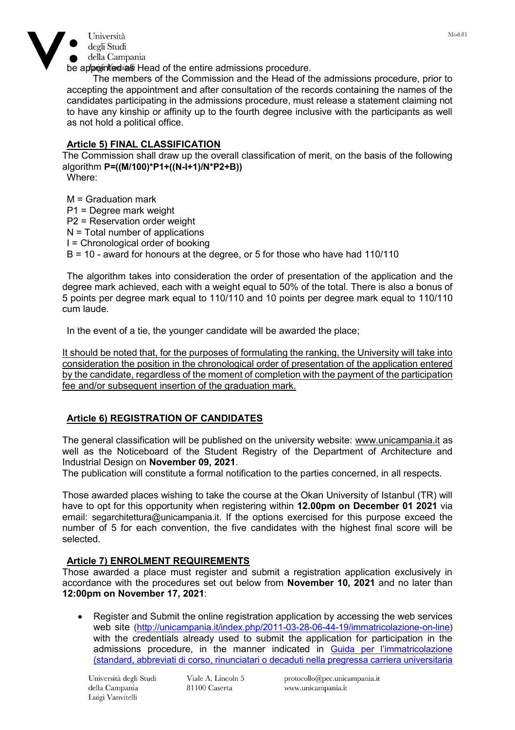be appointed as Head of the entire admissions procedure.

The members of the Commission and the Head of the admissions procedure, prior to accepting the appointment and after consultation of the records containing the names of the candidates participating in the admissions procedure, must release a statement claiming not to have any kinship or affinity up to the fourth degree inclusive with the participants as well as not hold a political office.

## Article 5) FINAL CLASSIFICATION

The Commission shall draw up the overall classification of merit, on the basis of the following algorithm **P=((M/100)\*P1+((N-I+1)/N\*P2+B))**

Where:

M = Graduation mark
P1 = Degree mark weight
P2 = Reservation order weight
N = Total number of applications
I = Chronological order of booking
B = 10 - award for honours at the degree, or 5 for those who have had 110/110

The algorithm takes into consideration the order of presentation of the application and the degree mark achieved, each with a weight equal to 50% of the total. There is also a bonus of 5 points per degree mark equal to 110/110 and 10 points per degree mark equal to 110/110 cum laude.

In the event of a tie, the younger candidate will be awarded the place;

It should be noted that, for the purposes of formulating the ranking, the University will take into consideration the position in the chronological order of presentation of the application entered by the candidate, regardless of the moment of completion with the payment of the participation fee and/or subsequent insertion of the graduation mark.

## Article 6) REGISTRATION OF CANDIDATES

The general classification will be published on the university website: www.unicampania.it as well as the Noticeboard of the Student Registry of the Department of Architecture and Industrial Design on **November 09, 2021**.

The publication will constitute a formal notification to the parties concerned, in all respects.

Those awarded places wishing to take the course at the Okan University of Istanbul (TR) will have to opt for this opportunity when registering within **12.00pm on December 01 2021** via email: segarchitettura@unicampania.it. If the options exercised for this purpose exceed the number of 5 for each convention, the five candidates with the highest final score will be selected.

## Article 7) ENROLMENT REQUIREMENTS

Those awarded a place must register and submit a registration application exclusively in accordance with the procedures set out below from **November 10, 2021** and no later than **12:00pm on November 17, 2021**:

- Register and Submit the online registration application by accessing the web services web site (http://unicampania.it/index.php/2011-03-28-06-44-19/immatricolazione-on-line) with the credentials already used to submit the application for participation in the admissions procedure, in the manner indicated in Guida per l'immatricolazione (standard, abbreviati di corso, rinunciatari o decaduti nella pregressa carriera universitaria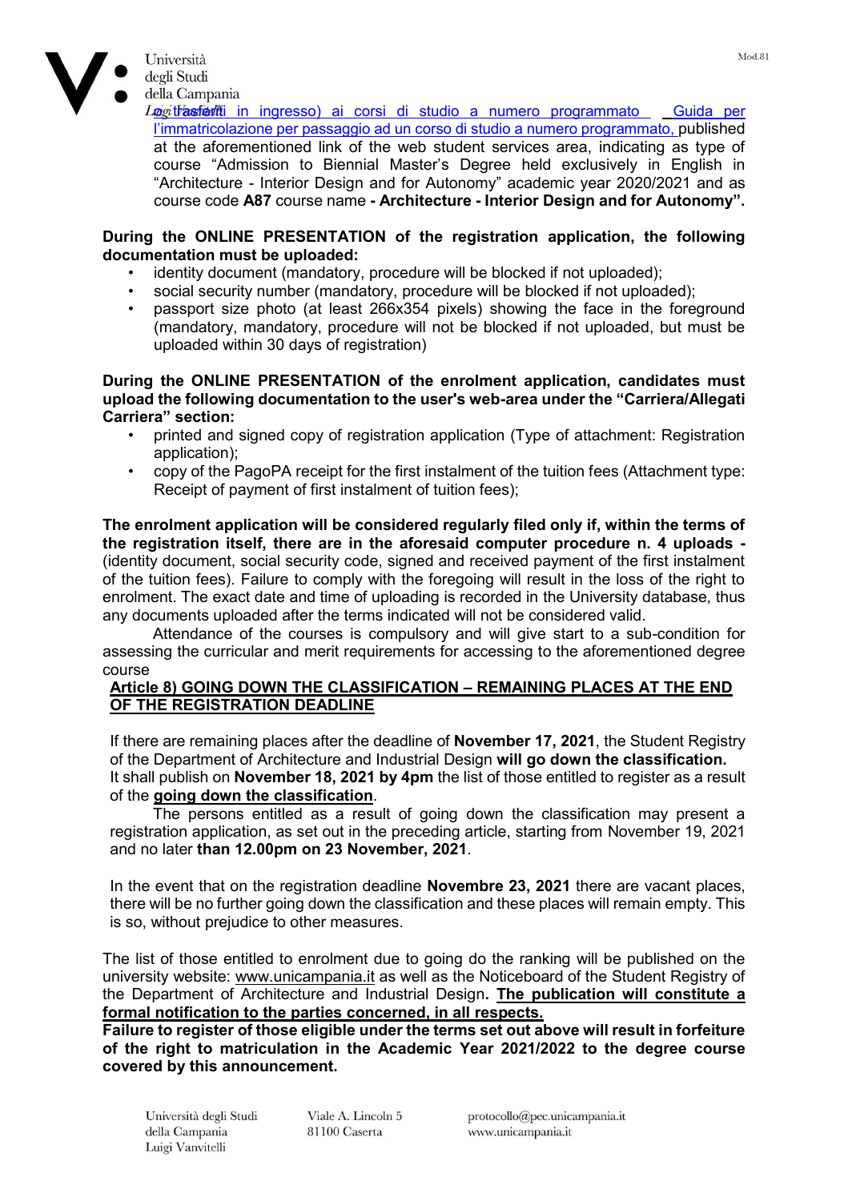trasferiti in ingresso) ai corsi di studio a numero programmato    Guida per l'immatricolazione per passaggio ad un corso di studio a numero programmato, published at the aforementioned link of the web student services area, indicating as type of course "Admission to Biennial Master's Degree held exclusively in English in "Architecture - Interior Design and for Autonomy" academic year 2020/2021 and as course code **A87** course name **- Architecture - Interior Design and for Autonomy".**

**During the ONLINE PRESENTATION of the registration application, the following documentation must be uploaded:**

- identity document (mandatory, procedure will be blocked if not uploaded);
- social security number (mandatory, procedure will be blocked if not uploaded);
- passport size photo (at least 266x354 pixels) showing the face in the foreground (mandatory, mandatory, procedure will not be blocked if not uploaded, but must be uploaded within 30 days of registration)

**During the ONLINE PRESENTATION of the enrolment application, candidates must upload the following documentation to the user's web-area under the "Carriera/Allegati Carriera" section:**

- printed and signed copy of registration application (Type of attachment: Registration application);
- copy of the PagoPA receipt for the first instalment of the tuition fees (Attachment type: Receipt of payment of first instalment of tuition fees);

**The enrolment application will be considered regularly filed only if, within the terms of the registration itself, there are in the aforesaid computer procedure n. 4 uploads -** (identity document, social security code, signed and received payment of the first instalment of the tuition fees). Failure to comply with the foregoing will result in the loss of the right to enrolment. The exact date and time of uploading is recorded in the University database, thus any documents uploaded after the terms indicated will not be considered valid.

Attendance of the courses is compulsory and will give start to a sub-condition for assessing the curricular and merit requirements for accessing to the aforementioned degree course

## **Article 8) GOING DOWN THE CLASSIFICATION – REMAINING PLACES AT THE END OF THE REGISTRATION DEADLINE**

If there are remaining places after the deadline of **November 17, 2021**, the Student Registry of the Department of Architecture and Industrial Design **will go down the classification.** It shall publish on **November 18, 2021 by 4pm** the list of those entitled to register as a result of the **going down the classification**.

The persons entitled as a result of going down the classification may present a registration application, as set out in the preceding article, starting from November 19, 2021 and no later **than 12.00pm on 23 November, 2021**.

In the event that on the registration deadline **Novembre 23, 2021** there are vacant places, there will be no further going down the classification and these places will remain empty. This is so, without prejudice to other measures.

The list of those entitled to enrolment due to going do the ranking will be published on the university website: www.unicampania.it as well as the Noticeboard of the Student Registry of the Department of Architecture and Industrial Design**. The publication will constitute a formal notification to the parties concerned, in all respects.**

**Failure to register of those eligible under the terms set out above will result in forfeiture of the right to matriculation in the Academic Year 2021/2022 to the degree course covered by this announcement.**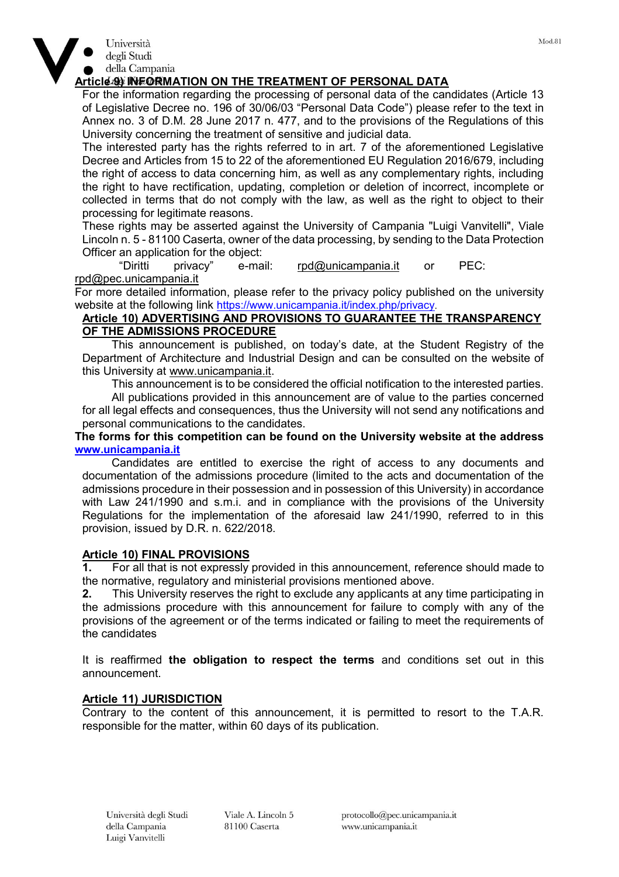## Article 9) INFORMATION ON THE TREATMENT OF PERSONAL DATA

For the information regarding the processing of personal data of the candidates (Article 13 of Legislative Decree no. 196 of 30/06/03 "Personal Data Code") please refer to the text in Annex no. 3 of D.M. 28 June 2017 n. 477, and to the provisions of the Regulations of this University concerning the treatment of sensitive and judicial data.

The interested party has the rights referred to in art. 7 of the aforementioned Legislative Decree and Articles from 15 to 22 of the aforementioned EU Regulation 2016/679, including the right of access to data concerning him, as well as any complementary rights, including the right to have rectification, updating, completion or deletion of incorrect, incomplete or collected in terms that do not comply with the law, as well as the right to object to their processing for legitimate reasons.

These rights may be asserted against the University of Campania "Luigi Vanvitelli", Viale Lincoln n. 5 - 81100 Caserta, owner of the data processing, by sending to the Data Protection Officer an application for the object:

"Diritti privacy" e-mail: rpd@unicampania.it or PEC: rpd@pec.unicampania.it

For more detailed information, please refer to the privacy policy published on the university website at the following link https://www.unicampania.it/index.php/privacy.

## Article 10) ADVERTISING AND PROVISIONS TO GUARANTEE THE TRANSPARENCY OF THE ADMISSIONS PROCEDURE

This announcement is published, on today's date, at the Student Registry of the Department of Architecture and Industrial Design and can be consulted on the website of this University at www.unicampania.it.

This announcement is to be considered the official notification to the interested parties.

All publications provided in this announcement are of value to the parties concerned for all legal effects and consequences, thus the University will not send any notifications and personal communications to the candidates.

**The forms for this competition can be found on the University website at the address www.unicampania.it**

Candidates are entitled to exercise the right of access to any documents and documentation of the admissions procedure (limited to the acts and documentation of the admissions procedure in their possession and in possession of this University) in accordance with Law 241/1990 and s.m.i. and in compliance with the provisions of the University Regulations for the implementation of the aforesaid law 241/1990, referred to in this provision, issued by D.R. n. 622/2018.

## Article 10) FINAL PROVISIONS

**1.** For all that is not expressly provided in this announcement, reference should made to the normative, regulatory and ministerial provisions mentioned above.

**2.** This University reserves the right to exclude any applicants at any time participating in the admissions procedure with this announcement for failure to comply with any of the provisions of the agreement or of the terms indicated or failing to meet the requirements of the candidates

It is reaffirmed **the obligation to respect the terms** and conditions set out in this announcement.

## Article 11) JURISDICTION

Contrary to the content of this announcement, it is permitted to resort to the T.A.R. responsible for the matter, within 60 days of its publication.